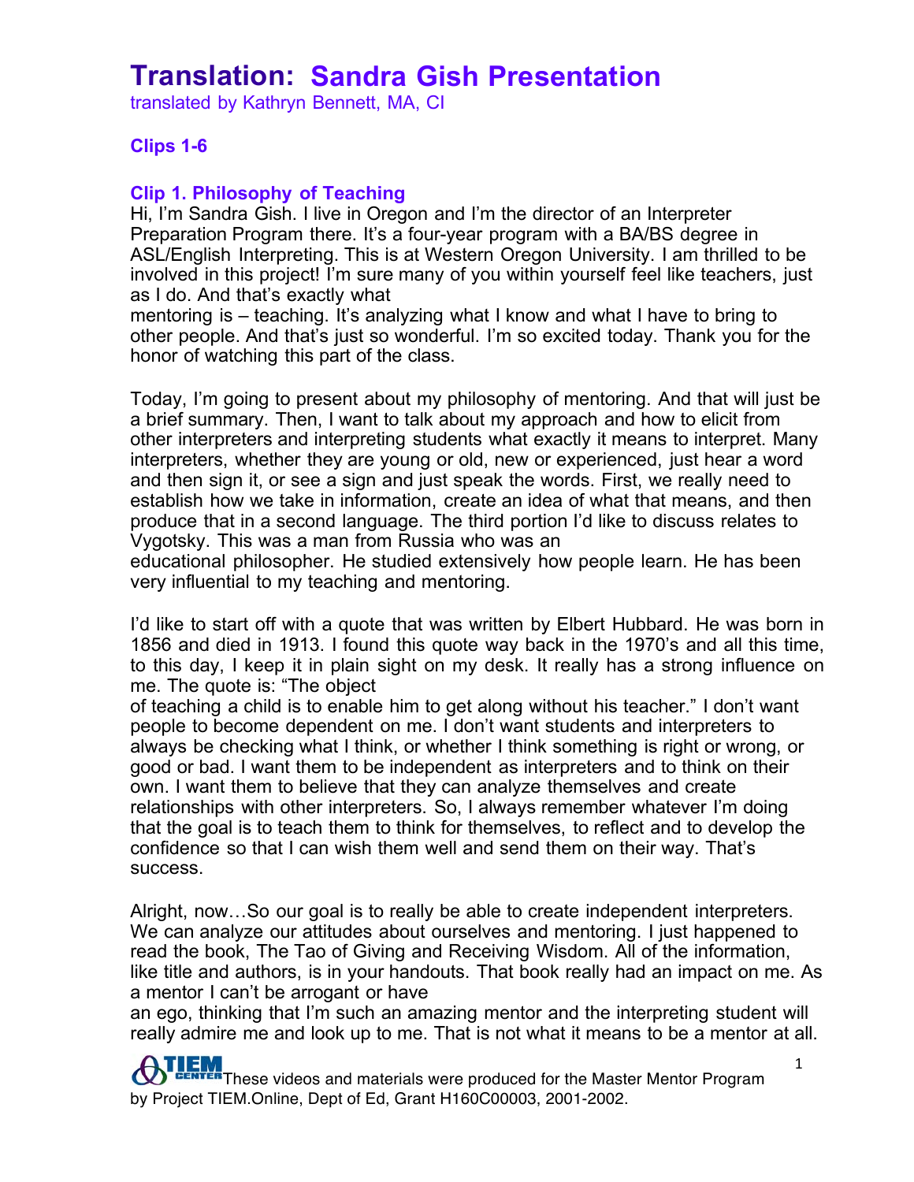# Translation: Sandra Gish Presentation

translated by Kathryn Bennett, MA, CI

### Clips 1-6

### Clip 1. Philosophy of Teaching

Hi, I'm Sandra Gish. I live in Oregon and I'm the director of an Interpreter Preparation Program there. It's a four-year program with a BA/BS degree in ASL/English Interpreting. This is at Western Oregon University. I am thrilled to be involved in this project! I'm sure many of you within yourself feel like teachers, just as I do. And that's exactly what mentoring is – teaching. It's analyzing what I know and what I have to bring to other people. And that's just so wonderful. I'm so excited today. Thank you for the honor of watching this part of the class.

Today, I'm going to present about my philosophy of mentoring. And that will just be a brief summary. Then, I want to talk about my approach and how to elicit from other interpreters and interpreting students what exactly it means to interpret. Many interpreters, whether they are young or old, new or experienced, just hear a word and then sign it, or see a sign and just speak the words. First, we really need to establish how we take in information, create an idea of what that means, and then produce that in a second language. The third portion I'd like to discuss relates to Vygotsky. This was a man from Russia who was an educational philosopher. He studied extensively how people learn. He has been very influential to my teaching and mentoring.

I'd like to start off with a quote that was written by Elbert Hubbard. He was born in 1856 and died in 1913. I found this quote way back in the 1970's and all this time, to this day, I keep it in plain sight on my desk. It really has a strong influence on me. The quote is: "The object of teaching a child is to enable him to get along without his teacher." I don't want people to become dependent on me. I don't want students and interpreters to always be checking what I think, or whether I think something is right or wrong, or good or bad. I want them to be independent as interpreters and to think on their own. I want them to believe that they can analyze themselves and create relationships with other interpreters. So, I always remember whatever I'm doing that the goal is to teach them to think for themselves, to reflect and to develop the confidence so that I can wish them well and send them on their way. That's success.

Alright, now…So our goal is to really be able to create independent interpreters. We can analyze our attitudes about ourselves and mentoring. I just happened to read the book, The Tao of Giving and Receiving Wisdom. All of the information, like title and authors, is in your handouts. That book really had an impact on me. As a mentor I can't be arrogant or have an ego, thinking that I'm such an amazing mentor and the interpreting student will really admire me and look up to me. That is not what it means to be a mentor at all.

These videos and materials were produced for the Master Mentor Program by Project TIEM.Online, Dept of Ed, Grant H160C00003, 2001-2002.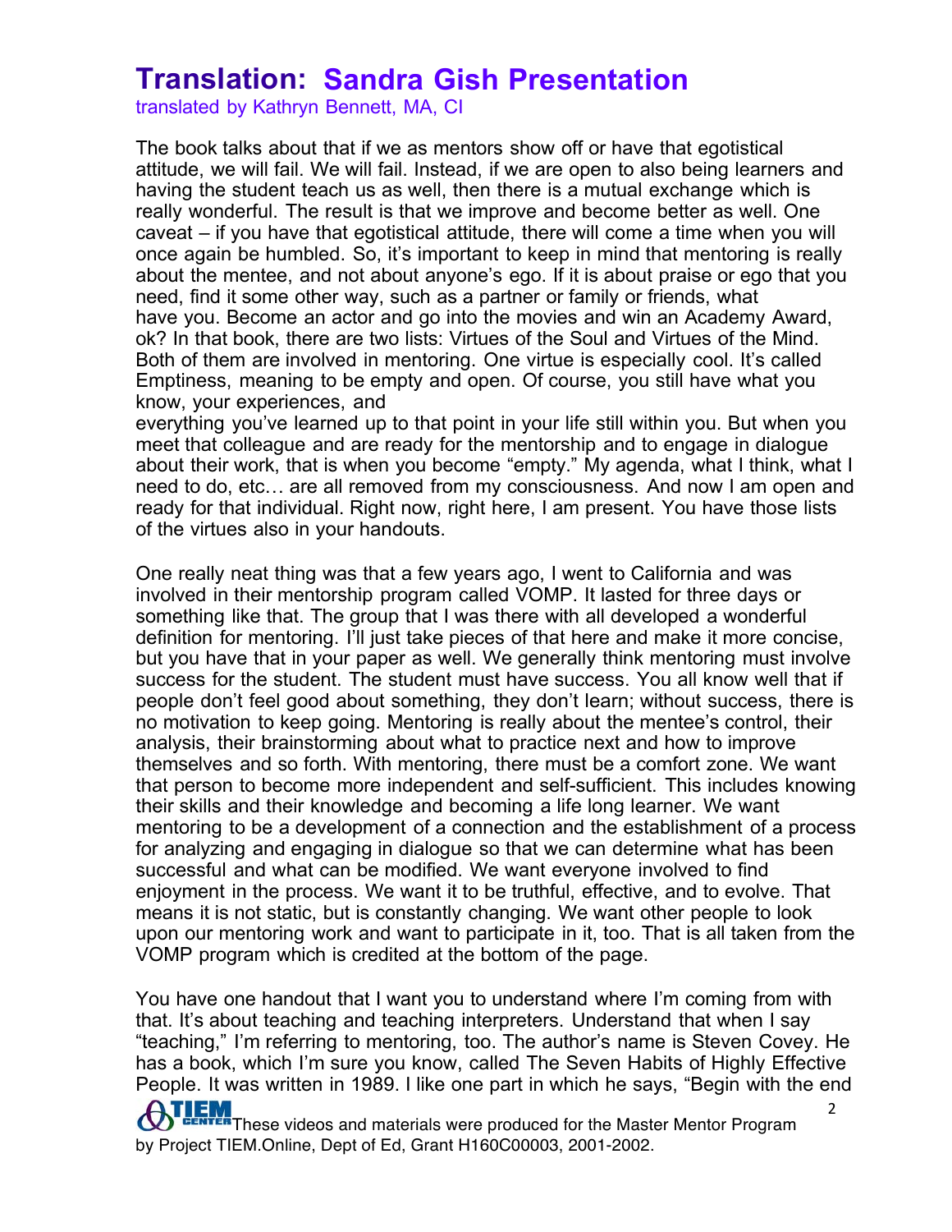# Translation: Sandra Gish Presentation

translated by Kathryn Bennett, MA, CI

The book talks about that if we as mentors show off or have that egotistical attitude, we will fail. We will fail. Instead, if we are open to also being learners and having the student teach us as well, then there is a mutual exchange which is really wonderful. The result is that we improve and become better as well. One caveat – if you have that egotistical attitude, there will come a time when you will once again be humbled. So, it's important to keep in mind that mentoring is really about the mentee, and not about anyone's ego. If it is about praise or ego that you need, find it some other way, such as a partner or family or friends, what have you. Become an actor and go into the movies and win an Academy Award, ok? In that book, there are two lists: Virtues of the Soul and Virtues of the Mind. Both of them are involved in mentoring. One virtue is especially cool. It's called Emptiness, meaning to be empty and open. Of course, you still have what you know, your experiences, and everything you've learned up to that point in your life still within you. But when you meet that colleague and are ready for the mentorship and to engage in dialogue about their work, that is when you become "empty." My agenda, what I think, what I need to do, etc… are all removed from my consciousness. And now I am open and ready for that individual. Right now, right here, I am present. You have those lists of the virtues also in your handouts.

One really neat thing was that a few years ago, I went to California and was involved in their mentorship program called VOMP. It lasted for three days or something like that. The group that I was there with all developed a wonderful definition for mentoring. I'll just take pieces of that here and make it more concise, but you have that in your paper as well. We generally think mentoring must involve success for the student. The student must have success. You all know well that if people don't feel good about something, they don't learn; without success, there is no motivation to keep going. Mentoring is really about the mentee's control, their analysis, their brainstorming about what to practice next and how to improve themselves and so forth. With mentoring, there must be a comfort zone. We want that person to become more independent and self-sufficient. This includes knowing their skills and their knowledge and becoming a life long learner. We want mentoring to be a development of a connection and the establishment of a process for analyzing and engaging in dialogue so that we can determine what has been successful and what can be modified. We want everyone involved to find enjoyment in the process. We want it to be truthful, effective, and to evolve. That means it is not static, but is constantly changing. We want other people to look upon our mentoring work and want to participate in it, too. That is all taken from the VOMP program which is credited at the bottom of the page.

You have one handout that I want you to understand where I'm coming from with that. It's about teaching and teaching interpreters. Understand that when I say "teaching," I'm referring to mentoring, too. The author's name is Steven Covey. He has a book, which I'm sure you know, called The Seven Habits of Highly Effective People. It was written in 1989. I like one part in which he says, "Begin with the end

These videos and materials were produced for the Master Mentor Program by Project TIEM.Online, Dept of Ed, Grant H160C00003, 2001-2002.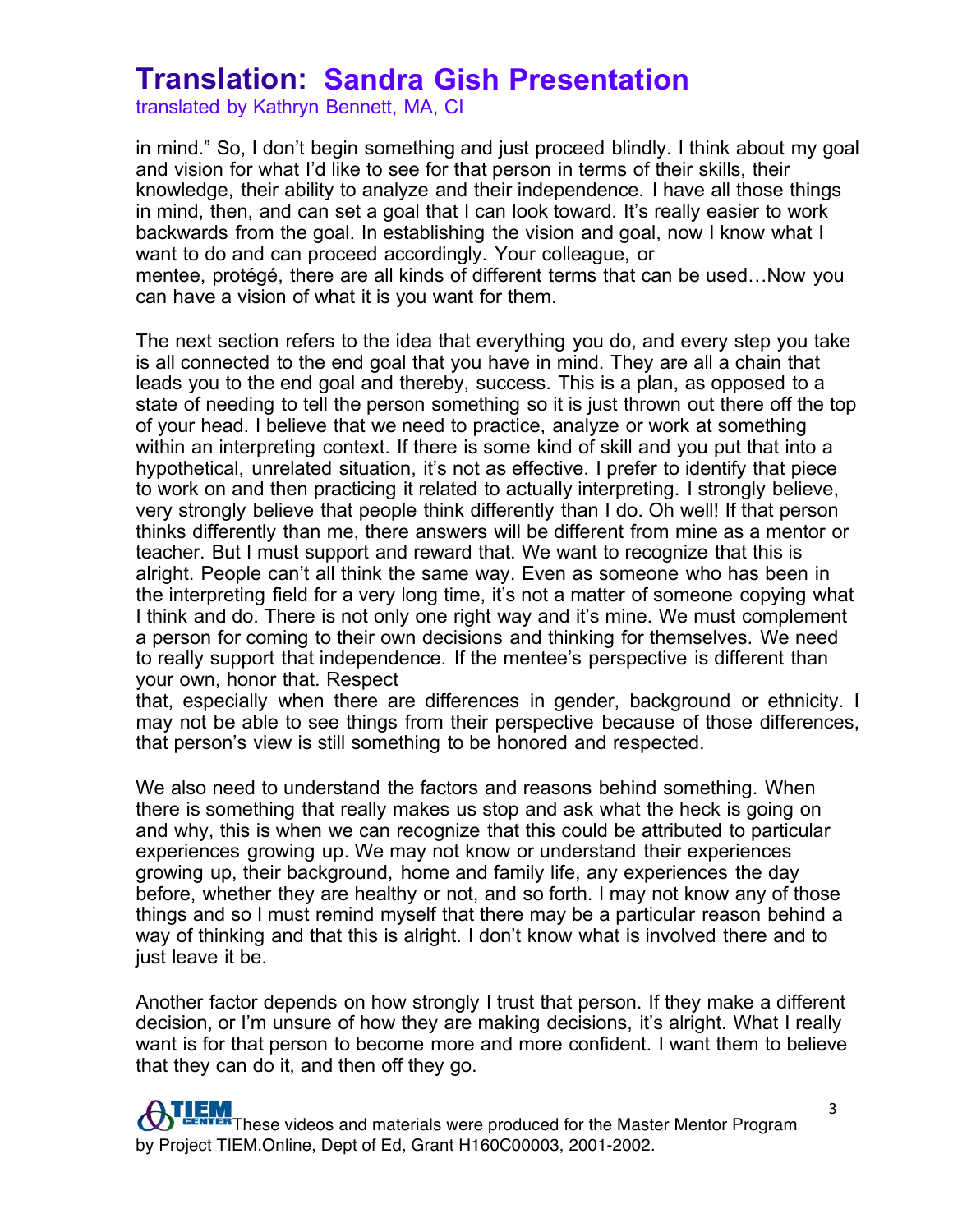in mind." So, I don't begin something and just proceed blindly. I think about my goal and vision for what I'd like to see for that person in terms of their skills, their knowledge, their ability to analyze and their independence. I have all those things in mind, then, and can set a goal that I can look toward. It's really easier to work backwards from the goal. In establishing the vision and goal, now I know what I want to do and can proceed accordingly. Your colleague, or mentee, protégé, there are all kinds of different terms that can be used…Now you can have a vision of what it is you want for them.

The next section refers to the idea that everything you do, and every step you take is all connected to the end goal that you have in mind. They are all a chain that leads you to the end goal and thereby, success. This is a plan, as opposed to a state of needing to tell the person something so it is just thrown out there off the top of your head. I believe that we need to practice, analyze or work at something within an interpreting context. If there is some kind of skill and you put that into a hypothetical, unrelated situation, it's not as effective. I prefer to identify that piece to work on and then practicing it related to actually interpreting. I strongly believe, very strongly believe that people think differently than I do. Oh well! If that person thinks differently than me, there answers will be different from mine as a mentor or teacher. But I must support and reward that. We want to recognize that this is alright. People can't all think the same way. Even as someone who has been in the interpreting field for a very long time, it's not a matter of someone copying what I think and do. There is not only one right way and it's mine. We must complement a person for coming to their own decisions and thinking for themselves. We need to really support that independence. If the mentee's perspective is different than your own, honor that. Respect that, especially when there are differences in gender, background or ethnicity. I may not be able to see things from their perspective because of those differences, that person's view is still something to be honored and respected.

We also need to understand the factors and reasons behind something. When there is something that really makes us stop and ask what the heck is going on and why, this is when we can recognize that this could be attributed to particular experiences growing up. We may not know or understand their experiences growing up, their background, home and family life, any experiences the day before, whether they are healthy or not, and so forth. I may not know any of those things and so I must remind myself that there may be a particular reason behind a way of thinking and that this is alright. I don't know what is involved there and to just leave it be.

Another factor depends on how strongly I trust that person. If they make a different decision, or I'm unsure of how they are making decisions, it's alright. What I really want is for that person to become more and more confident. I want them to believe that they can do it, and then off they go.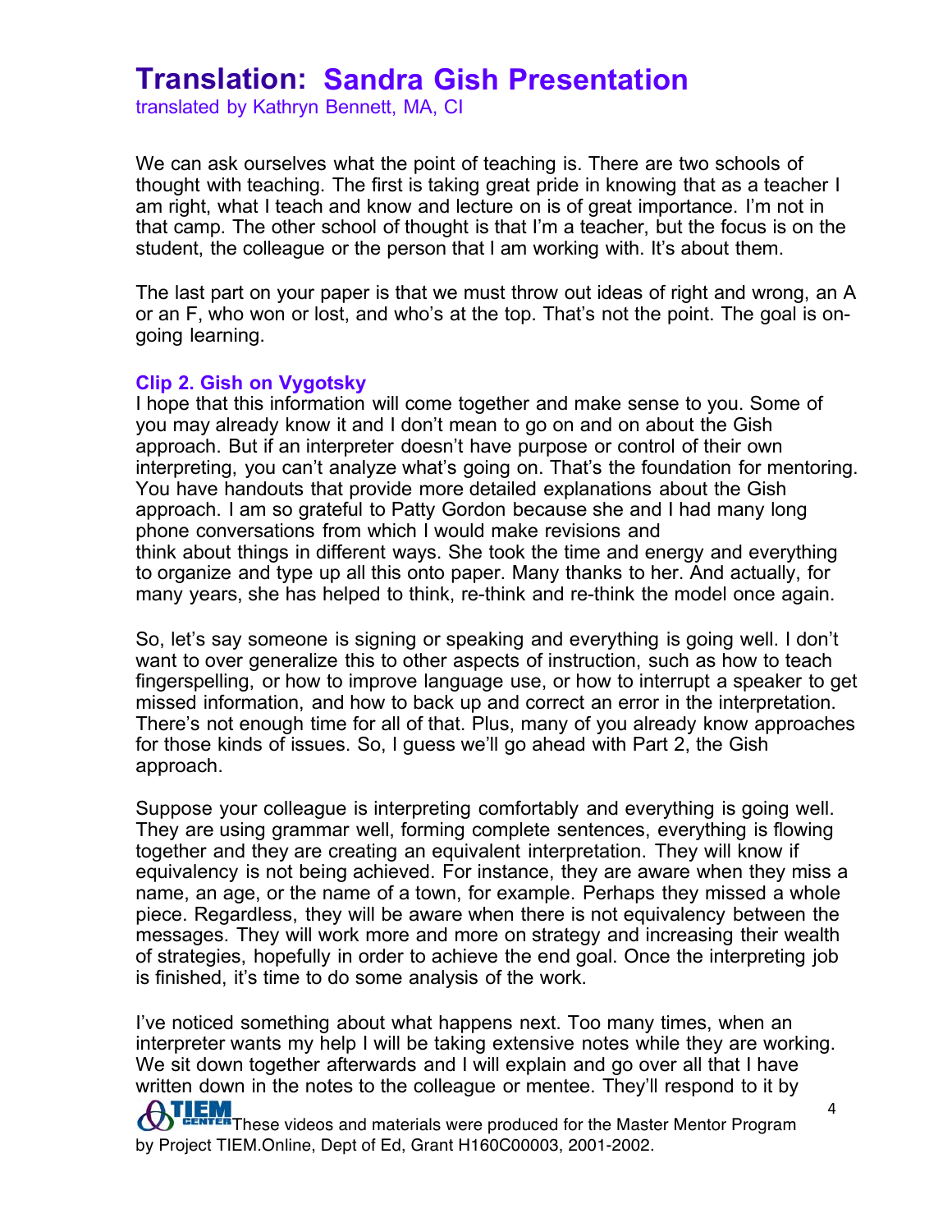# Translation: Sandra Gish Presentation

translated by Kathryn Bennett, MA, CI

We can ask ourselves what the point of teaching is. There are two schools of thought with teaching. The first is taking great pride in knowing that as a teacher I am right, what I teach and know and lecture on is of great importance. I'm not in that camp. The other school of thought is that I'm a teacher, but the focus is on the student, the colleague or the person that I am working with. It's about them.

The last part on your paper is that we must throw out ideas of right and wrong, an A or an F, who won or lost, and who's at the top. That's not the point. The goal is on-going learning.

### Clip 2. Gish on Vygotsky

I hope that this information will come together and make sense to you. Some of you may already know it and I don't mean to go on and on about the Gish approach. But if an interpreter doesn't have purpose or control of their own interpreting, you can't analyze what's going on. That's the foundation for mentoring. You have handouts that provide more detailed explanations about the Gish approach. I am so grateful to Patty Gordon because she and I had many long phone conversations from which I would make revisions and think about things in different ways. She took the time and energy and everything to organize and type up all this onto paper. Many thanks to her. And actually, for many years, she has helped to think, re-think and re-think the model once again.

So, let's say someone is signing or speaking and everything is going well. I don't want to over generalize this to other aspects of instruction, such as how to teach fingerspelling, or how to improve language use, or how to interrupt a speaker to get missed information, and how to back up and correct an error in the interpretation. There's not enough time for all of that. Plus, many of you already know approaches for those kinds of issues. So, I guess we'll go ahead with Part 2, the Gish approach.

Suppose your colleague is interpreting comfortably and everything is going well. They are using grammar well, forming complete sentences, everything is flowing together and they are creating an equivalent interpretation. They will know if equivalency is not being achieved. For instance, they are aware when they miss a name, an age, or the name of a town, for example. Perhaps they missed a whole piece. Regardless, they will be aware when there is not equivalency between the messages. They will work more and more on strategy and increasing their wealth of strategies, hopefully in order to achieve the end goal. Once the interpreting job is finished, it's time to do some analysis of the work.

I've noticed something about what happens next. Too many times, when an interpreter wants my help I will be taking extensive notes while they are working. We sit down together afterwards and I will explain and go over all that I have written down in the notes to the colleague or mentee. They'll respond to it by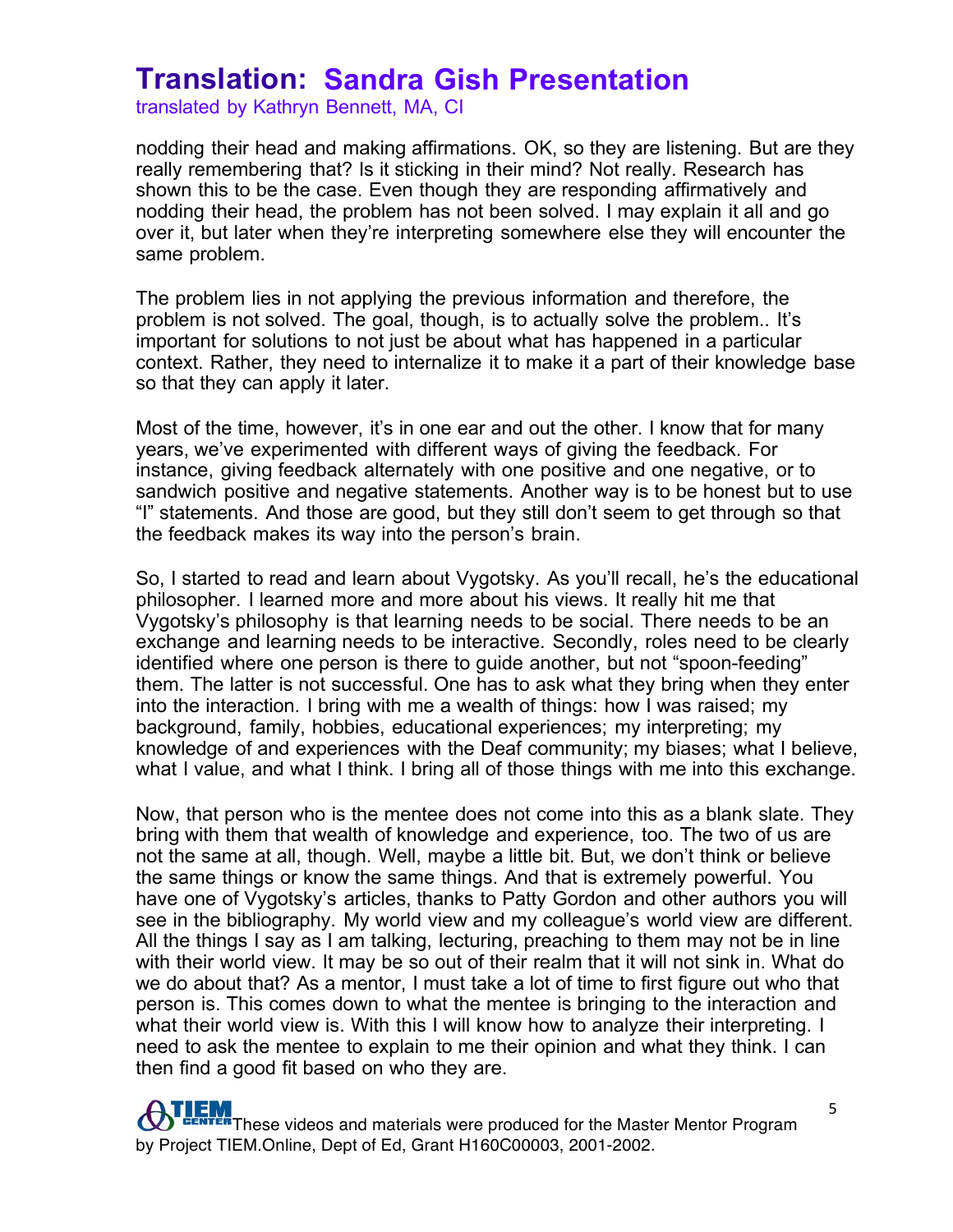nodding their head and making affirmations. OK, so they are listening. But are they really remembering that? Is it sticking in their mind? Not really. Research has shown this to be the case. Even though they are responding affirmatively and nodding their head, the problem has not been solved. I may explain it all and go over it, but later when they're interpreting somewhere else they will encounter the same problem.

The problem lies in not applying the previous information and therefore, the problem is not solved. The goal, though, is to actually solve the problem.. It's important for solutions to not just be about what has happened in a particular context. Rather, they need to internalize it to make it a part of their knowledge base so that they can apply it later.

Most of the time, however, it's in one ear and out the other. I know that for many years, we've experimented with different ways of giving the feedback. For instance, giving feedback alternately with one positive and one negative, or to sandwich positive and negative statements. Another way is to be honest but to use "I" statements. And those are good, but they still don't seem to get through so that the feedback makes its way into the person's brain.

So, I started to read and learn about Vygotsky. As you'll recall, he's the educational philosopher. I learned more and more about his views. It really hit me that Vygotsky's philosophy is that learning needs to be social. There needs to be an exchange and learning needs to be interactive. Secondly, roles need to be clearly identified where one person is there to guide another, but not "spoon-feeding" them. The latter is not successful. One has to ask what they bring when they enter into the interaction. I bring with me a wealth of things: how I was raised; my background, family, hobbies, educational experiences; my interpreting; my knowledge of and experiences with the Deaf community; my biases; what I believe, what I value, and what I think. I bring all of those things with me into this exchange.

Now, that person who is the mentee does not come into this as a blank slate. They bring with them that wealth of knowledge and experience, too. The two of us are not the same at all, though. Well, maybe a little bit. But, we don't think or believe the same things or know the same things. And that is extremely powerful. You have one of Vygotsky's articles, thanks to Patty Gordon and other authors you will see in the bibliography. My world view and my colleague's world view are different. All the things I say as I am talking, lecturing, preaching to them may not be in line with their world view. It may be so out of their realm that it will not sink in. What do we do about that? As a mentor, I must take a lot of time to first figure out who that person is. This comes down to what the mentee is bringing to the interaction and what their world view is. With this I will know how to analyze their interpreting. I need to ask the mentee to explain to me their opinion and what they think. I can then find a good fit based on who they are.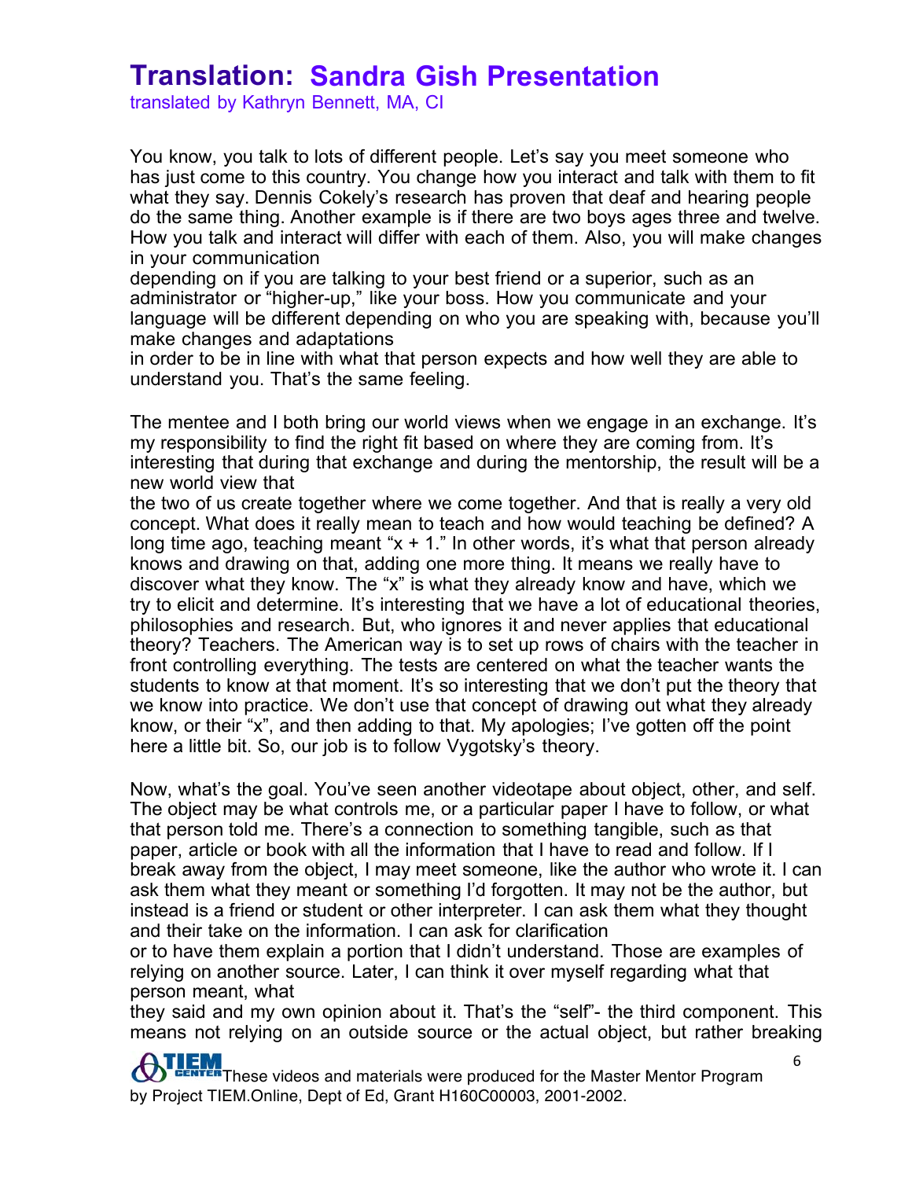# Translation: Sandra Gish Presentation

translated by Kathryn Bennett, MA, CI

You know, you talk to lots of different people. Let's say you meet someone who has just come to this country. You change how you interact and talk with them to fit what they say. Dennis Cokely's research has proven that deaf and hearing people do the same thing. Another example is if there are two boys ages three and twelve. How you talk and interact will differ with each of them. Also, you will make changes in your communication depending on if you are talking to your best friend or a superior, such as an administrator or "higher-up," like your boss. How you communicate and your language will be different depending on who you are speaking with, because you'll make changes and adaptations in order to be in line with what that person expects and how well they are able to understand you. That's the same feeling.

The mentee and I both bring our world views when we engage in an exchange. It's my responsibility to find the right fit based on where they are coming from. It's interesting that during that exchange and during the mentorship, the result will be a new world view that the two of us create together where we come together. And that is really a very old concept. What does it really mean to teach and how would teaching be defined? A long time ago, teaching meant "x + 1." In other words, it's what that person already knows and drawing on that, adding one more thing. It means we really have to discover what they know. The "x" is what they already know and have, which we try to elicit and determine. It's interesting that we have a lot of educational theories, philosophies and research. But, who ignores it and never applies that educational theory? Teachers. The American way is to set up rows of chairs with the teacher in front controlling everything. The tests are centered on what the teacher wants the students to know at that moment. It's so interesting that we don't put the theory that we know into practice. We don't use that concept of drawing out what they already know, or their "x", and then adding to that. My apologies; I've gotten off the point here a little bit. So, our job is to follow Vygotsky's theory.

Now, what's the goal. You've seen another videotape about object, other, and self. The object may be what controls me, or a particular paper I have to follow, or what that person told me. There's a connection to something tangible, such as that paper, article or book with all the information that I have to read and follow. If I break away from the object, I may meet someone, like the author who wrote it. I can ask them what they meant or something I'd forgotten. It may not be the author, but instead is a friend or student or other interpreter. I can ask them what they thought and their take on the information. I can ask for clarification or to have them explain a portion that I didn't understand. Those are examples of relying on another source. Later, I can think it over myself regarding what that person meant, what they said and my own opinion about it. That's the "self"- the third component. This means not relying on an outside source or the actual object, but rather breaking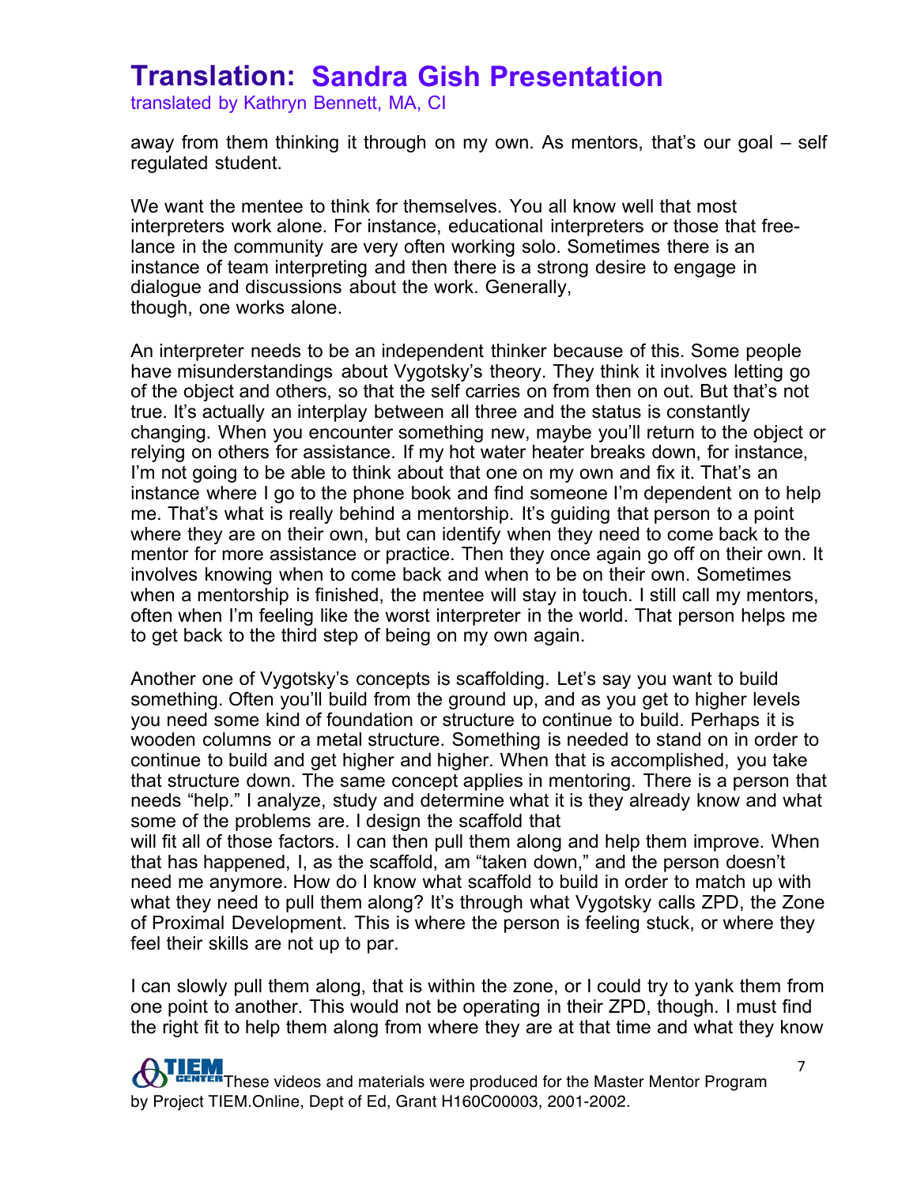away from them thinking it through on my own. As mentors, that's our goal – self regulated student.

We want the mentee to think for themselves. You all know well that most interpreters work alone. For instance, educational interpreters or those that free-lance in the community are very often working solo. Sometimes there is an instance of team interpreting and then there is a strong desire to engage in dialogue and discussions about the work. Generally, though, one works alone.

An interpreter needs to be an independent thinker because of this. Some people have misunderstandings about Vygotsky's theory. They think it involves letting go of the object and others, so that the self carries on from then on out. But that's not true. It's actually an interplay between all three and the status is constantly changing. When you encounter something new, maybe you'll return to the object or relying on others for assistance. If my hot water heater breaks down, for instance, I'm not going to be able to think about that one on my own and fix it. That's an instance where I go to the phone book and find someone I'm dependent on to help me. That's what is really behind a mentorship. It's guiding that person to a point where they are on their own, but can identify when they need to come back to the mentor for more assistance or practice. Then they once again go off on their own. It involves knowing when to come back and when to be on their own. Sometimes when a mentorship is finished, the mentee will stay in touch. I still call my mentors, often when I'm feeling like the worst interpreter in the world. That person helps me to get back to the third step of being on my own again.

Another one of Vygotsky's concepts is scaffolding. Let's say you want to build something. Often you'll build from the ground up, and as you get to higher levels you need some kind of foundation or structure to continue to build. Perhaps it is wooden columns or a metal structure. Something is needed to stand on in order to continue to build and get higher and higher. When that is accomplished, you take that structure down. The same concept applies in mentoring. There is a person that needs "help." I analyze, study and determine what it is they already know and what some of the problems are. I design the scaffold that will fit all of those factors. I can then pull them along and help them improve. When that has happened, I, as the scaffold, am "taken down," and the person doesn't need me anymore. How do I know what scaffold to build in order to match up with what they need to pull them along? It's through what Vygotsky calls ZPD, the Zone of Proximal Development. This is where the person is feeling stuck, or where they feel their skills are not up to par.

I can slowly pull them along, that is within the zone, or I could try to yank them from one point to another. This would not be operating in their ZPD, though. I must find the right fit to help them along from where they are at that time and what they know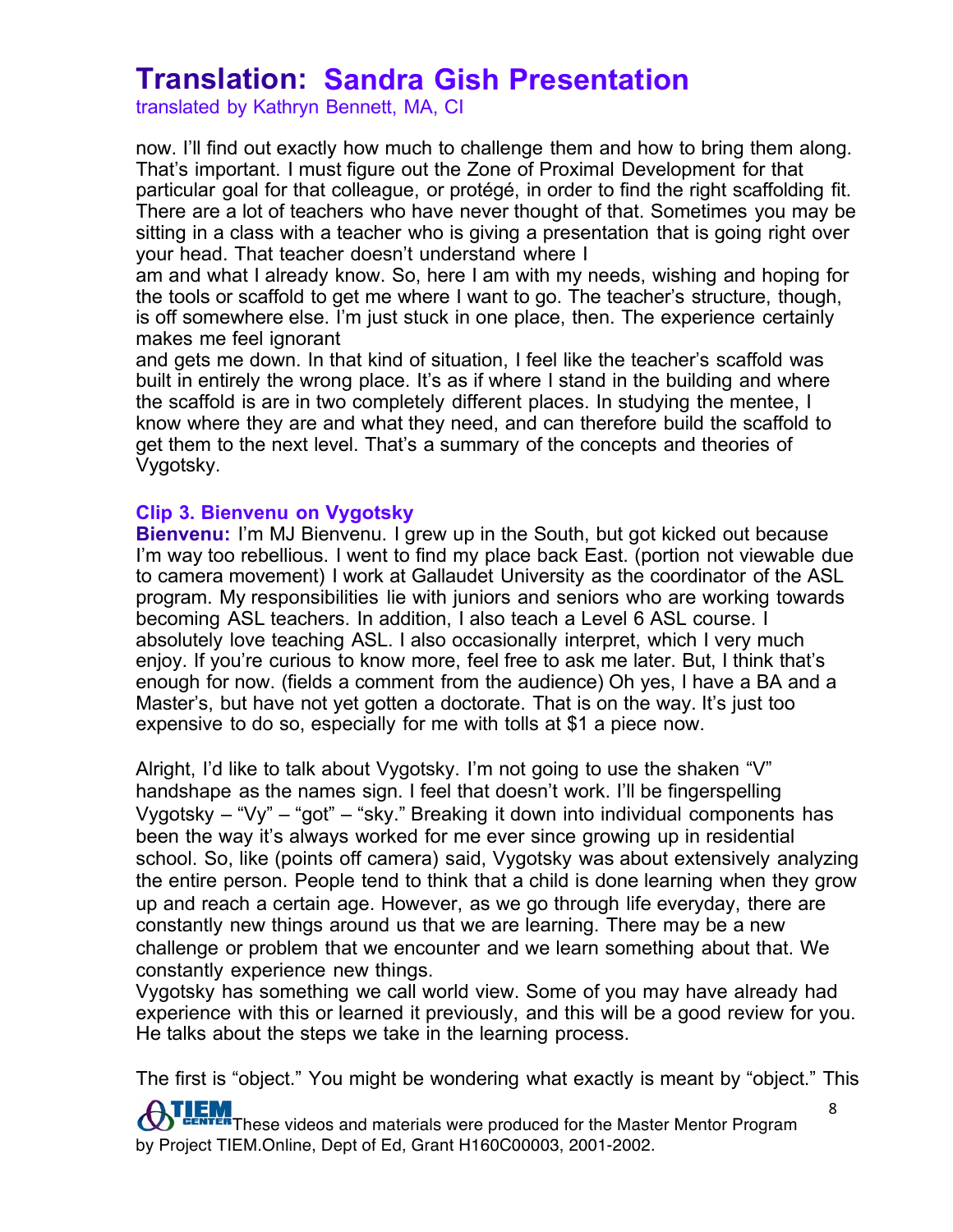now. I'll find out exactly how much to challenge them and how to bring them along. That's important. I must figure out the Zone of Proximal Development for that particular goal for that colleague, or protégé, in order to find the right scaffolding fit. There are a lot of teachers who have never thought of that. Sometimes you may be sitting in a class with a teacher who is giving a presentation that is going right over your head. That teacher doesn't understand where I am and what I already know. So, here I am with my needs, wishing and hoping for the tools or scaffold to get me where I want to go. The teacher's structure, though, is off somewhere else. I'm just stuck in one place, then. The experience certainly makes me feel ignorant and gets me down. In that kind of situation, I feel like the teacher's scaffold was built in entirely the wrong place. It's as if where I stand in the building and where the scaffold is are in two completely different places. In studying the mentee, I know where they are and what they need, and can therefore build the scaffold to get them to the next level. That's a summary of the concepts and theories of Vygotsky.

### Clip 3. Bienvenu on Vygotsky

**Bienvenu:** I'm MJ Bienvenu. I grew up in the South, but got kicked out because I'm way too rebellious. I went to find my place back East. (portion not viewable due to camera movement) I work at Gallaudet University as the coordinator of the ASL program. My responsibilities lie with juniors and seniors who are working towards becoming ASL teachers. In addition, I also teach a Level 6 ASL course. I absolutely love teaching ASL. I also occasionally interpret, which I very much enjoy. If you're curious to know more, feel free to ask me later. But, I think that's enough for now. (fields a comment from the audience) Oh yes, I have a BA and a Master's, but have not yet gotten a doctorate. That is on the way. It's just too expensive to do so, especially for me with tolls at $1 a piece now.

Alright, I'd like to talk about Vygotsky. I'm not going to use the shaken "V" handshape as the names sign. I feel that doesn't work. I'll be fingerspelling Vygotsky – "Vy" – "got" – "sky." Breaking it down into individual components has been the way it's always worked for me ever since growing up in residential school. So, like (points off camera) said, Vygotsky was about extensively analyzing the entire person. People tend to think that a child is done learning when they grow up and reach a certain age. However, as we go through life everyday, there are constantly new things around us that we are learning. There may be a new challenge or problem that we encounter and we learn something about that. We constantly experience new things.

Vygotsky has something we call world view. Some of you may have already had experience with this or learned it previously, and this will be a good review for you. He talks about the steps we take in the learning process.

The first is "object." You might be wondering what exactly is meant by "object." This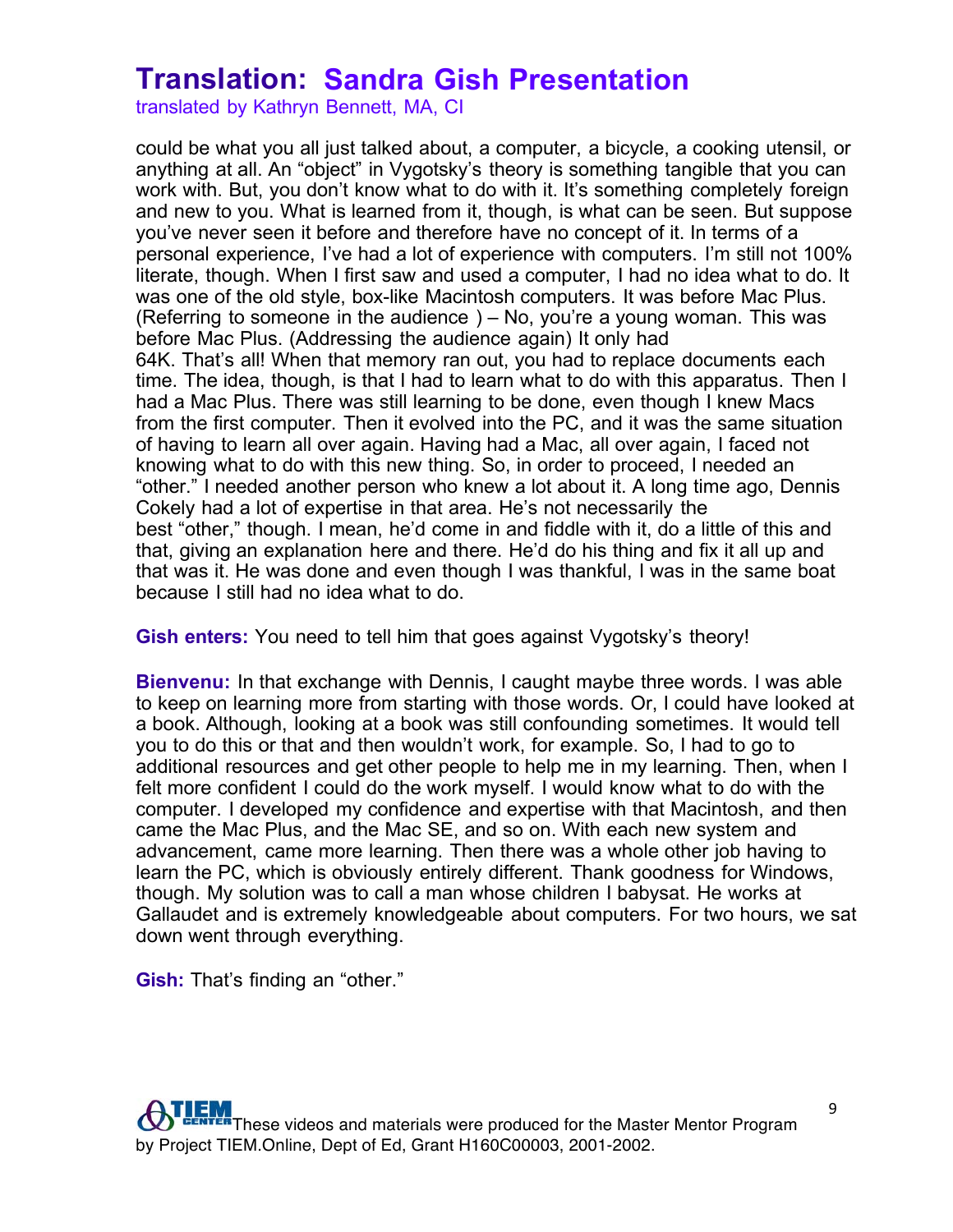could be what you all just talked about, a computer, a bicycle, a cooking utensil, or anything at all. An “object” in Vygotsky’s theory is something tangible that you can work with. But, you don’t know what to do with it. It’s something completely foreign and new to you. What is learned from it, though, is what can be seen. But suppose you’ve never seen it before and therefore have no concept of it. In terms of a personal experience, I’ve had a lot of experience with computers. I’m still not 100% literate, though. When I first saw and used a computer, I had no idea what to do. It was one of the old style, box-like Macintosh computers. It was before Mac Plus. (Referring to someone in the audience ) – No, you’re a young woman. This was before Mac Plus. (Addressing the audience again) It only had 64K. That’s all! When that memory ran out, you had to replace documents each time. The idea, though, is that I had to learn what to do with this apparatus. Then I had a Mac Plus. There was still learning to be done, even though I knew Macs from the first computer. Then it evolved into the PC, and it was the same situation of having to learn all over again. Having had a Mac, all over again, I faced not knowing what to do with this new thing. So, in order to proceed, I needed an “other.” I needed another person who knew a lot about it. A long time ago, Dennis Cokely had a lot of expertise in that area. He’s not necessarily the best “other,” though. I mean, he’d come in and fiddle with it, do a little of this and that, giving an explanation here and there. He’d do his thing and fix it all up and that was it. He was done and even though I was thankful, I was in the same boat because I still had no idea what to do.

**Gish enters:** You need to tell him that goes against Vygotsky’s theory!

**Bienvenu:** In that exchange with Dennis, I caught maybe three words. I was able to keep on learning more from starting with those words. Or, I could have looked at a book. Although, looking at a book was still confounding sometimes. It would tell you to do this or that and then wouldn’t work, for example. So, I had to go to additional resources and get other people to help me in my learning. Then, when I felt more confident I could do the work myself. I would know what to do with the computer. I developed my confidence and expertise with that Macintosh, and then came the Mac Plus, and the Mac SE, and so on. With each new system and advancement, came more learning. Then there was a whole other job having to learn the PC, which is obviously entirely different. Thank goodness for Windows, though. My solution was to call a man whose children I babysat. He works at Gallaudet and is extremely knowledgeable about computers. For two hours, we sat down went through everything.

**Gish:** That’s finding an “other.”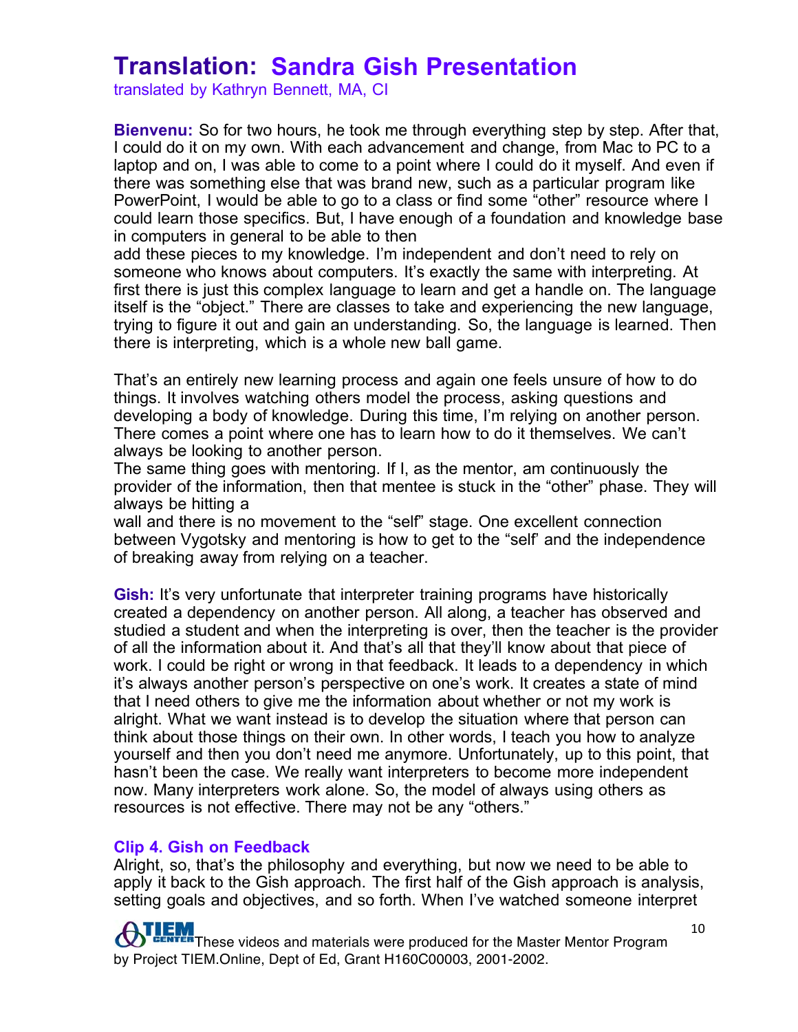# Translation: Sandra Gish Presentation

translated by Kathryn Bennett, MA, CI

**Bienvenu:** So for two hours, he took me through everything step by step. After that, I could do it on my own. With each advancement and change, from Mac to PC to a laptop and on, I was able to come to a point where I could do it myself. And even if there was something else that was brand new, such as a particular program like PowerPoint, I would be able to go to a class or find some "other" resource where I could learn those specifics. But, I have enough of a foundation and knowledge base in computers in general to be able to then add these pieces to my knowledge. I'm independent and don't need to rely on someone who knows about computers. It's exactly the same with interpreting. At first there is just this complex language to learn and get a handle on. The language itself is the "object." There are classes to take and experiencing the new language, trying to figure it out and gain an understanding. So, the language is learned. Then there is interpreting, which is a whole new ball game.

That's an entirely new learning process and again one feels unsure of how to do things. It involves watching others model the process, asking questions and developing a body of knowledge. During this time, I'm relying on another person. There comes a point where one has to learn how to do it themselves. We can't always be looking to another person.

The same thing goes with mentoring. If I, as the mentor, am continuously the provider of the information, then that mentee is stuck in the "other" phase. They will always be hitting a wall and there is no movement to the "self" stage. One excellent connection between Vygotsky and mentoring is how to get to the "self' and the independence of breaking away from relying on a teacher.

**Gish:** It's very unfortunate that interpreter training programs have historically created a dependency on another person. All along, a teacher has observed and studied a student and when the interpreting is over, then the teacher is the provider of all the information about it. And that's all that they'll know about that piece of work. I could be right or wrong in that feedback. It leads to a dependency in which it's always another person's perspective on one's work. It creates a state of mind that I need others to give me the information about whether or not my work is alright. What we want instead is to develop the situation where that person can think about those things on their own. In other words, I teach you how to analyze yourself and then you don't need me anymore. Unfortunately, up to this point, that hasn't been the case. We really want interpreters to become more independent now. Many interpreters work alone. So, the model of always using others as resources is not effective. There may not be any "others."

### Clip 4. Gish on Feedback

Alright, so, that's the philosophy and everything, but now we need to be able to apply it back to the Gish approach. The first half of the Gish approach is analysis, setting goals and objectives, and so forth. When I've watched someone interpret

These videos and materials were produced for the Master Mentor Program by Project TIEM.Online, Dept of Ed, Grant H160C00003, 2001-2002.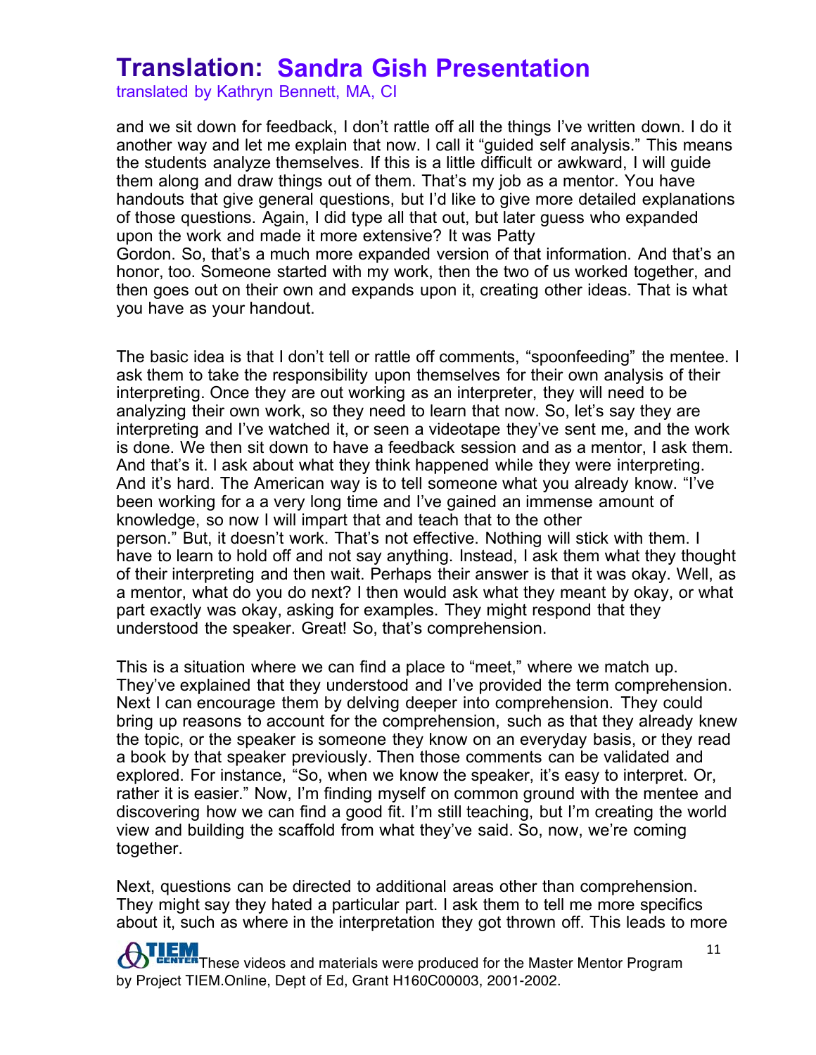and we sit down for feedback, I don't rattle off all the things I've written down. I do it another way and let me explain that now. I call it "guided self analysis." This means the students analyze themselves. If this is a little difficult or awkward, I will guide them along and draw things out of them. That's my job as a mentor. You have handouts that give general questions, but I'd like to give more detailed explanations of those questions. Again, I did type all that out, but later guess who expanded upon the work and made it more extensive? It was Patty Gordon. So, that's a much more expanded version of that information. And that's an honor, too. Someone started with my work, then the two of us worked together, and then goes out on their own and expands upon it, creating other ideas. That is what you have as your handout.

The basic idea is that I don't tell or rattle off comments, "spoonfeeding" the mentee. I ask them to take the responsibility upon themselves for their own analysis of their interpreting. Once they are out working as an interpreter, they will need to be analyzing their own work, so they need to learn that now. So, let's say they are interpreting and I've watched it, or seen a videotape they've sent me, and the work is done. We then sit down to have a feedback session and as a mentor, I ask them. And that's it. I ask about what they think happened while they were interpreting. And it's hard. The American way is to tell someone what you already know. "I've been working for a a very long time and I've gained an immense amount of knowledge, so now I will impart that and teach that to the other person." But, it doesn't work. That's not effective. Nothing will stick with them. I have to learn to hold off and not say anything. Instead, I ask them what they thought of their interpreting and then wait. Perhaps their answer is that it was okay. Well, as a mentor, what do you do next? I then would ask what they meant by okay, or what part exactly was okay, asking for examples. They might respond that they understood the speaker. Great! So, that's comprehension.

This is a situation where we can find a place to "meet," where we match up. They've explained that they understood and I've provided the term comprehension. Next I can encourage them by delving deeper into comprehension. They could bring up reasons to account for the comprehension, such as that they already knew the topic, or the speaker is someone they know on an everyday basis, or they read a book by that speaker previously. Then those comments can be validated and explored. For instance, "So, when we know the speaker, it's easy to interpret. Or, rather it is easier." Now, I'm finding myself on common ground with the mentee and discovering how we can find a good fit. I'm still teaching, but I'm creating the world view and building the scaffold from what they've said. So, now, we're coming together.

Next, questions can be directed to additional areas other than comprehension. They might say they hated a particular part. I ask them to tell me more specifics about it, such as where in the interpretation they got thrown off. This leads to more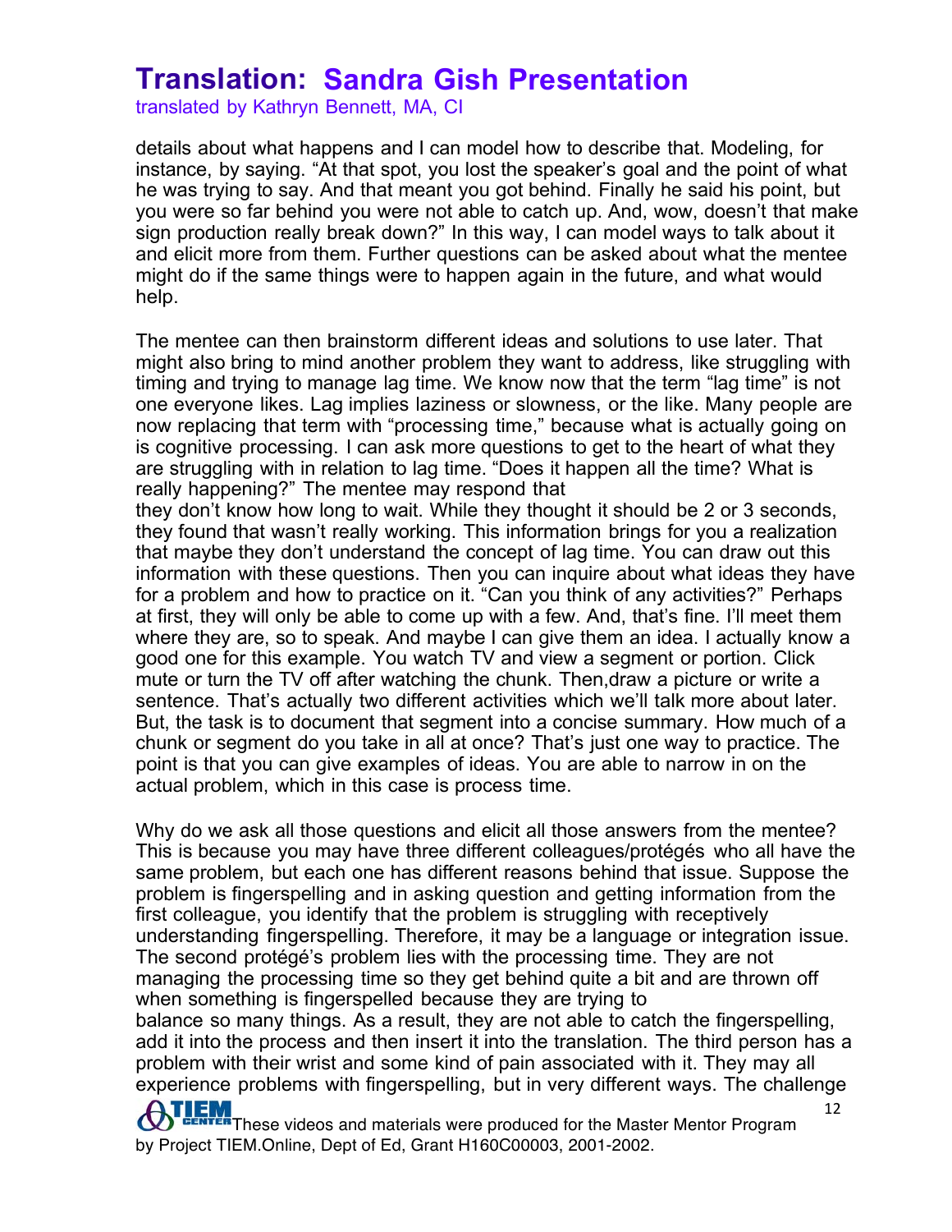details about what happens and I can model how to describe that. Modeling, for instance, by saying. "At that spot, you lost the speaker's goal and the point of what he was trying to say. And that meant you got behind. Finally he said his point, but you were so far behind you were not able to catch up. And, wow, doesn't that make sign production really break down?" In this way, I can model ways to talk about it and elicit more from them. Further questions can be asked about what the mentee might do if the same things were to happen again in the future, and what would help.

The mentee can then brainstorm different ideas and solutions to use later. That might also bring to mind another problem they want to address, like struggling with timing and trying to manage lag time. We know now that the term "lag time" is not one everyone likes. Lag implies laziness or slowness, or the like. Many people are now replacing that term with "processing time," because what is actually going on is cognitive processing. I can ask more questions to get to the heart of what they are struggling with in relation to lag time. "Does it happen all the time? What is really happening?" The mentee may respond that they don't know how long to wait. While they thought it should be 2 or 3 seconds, they found that wasn't really working. This information brings for you a realization that maybe they don't understand the concept of lag time. You can draw out this information with these questions. Then you can inquire about what ideas they have for a problem and how to practice on it. "Can you think of any activities?" Perhaps at first, they will only be able to come up with a few. And, that's fine. I'll meet them where they are, so to speak. And maybe I can give them an idea. I actually know a good one for this example. You watch TV and view a segment or portion. Click mute or turn the TV off after watching the chunk. Then,draw a picture or write a sentence. That's actually two different activities which we'll talk more about later. But, the task is to document that segment into a concise summary. How much of a chunk or segment do you take in all at once? That's just one way to practice. The point is that you can give examples of ideas. You are able to narrow in on the actual problem, which in this case is process time.

Why do we ask all those questions and elicit all those answers from the mentee? This is because you may have three different colleagues/protégés who all have the same problem, but each one has different reasons behind that issue. Suppose the problem is fingerspelling and in asking question and getting information from the first colleague, you identify that the problem is struggling with receptively understanding fingerspelling. Therefore, it may be a language or integration issue. The second protégé's problem lies with the processing time. They are not managing the processing time so they get behind quite a bit and are thrown off when something is fingerspelled because they are trying to balance so many things. As a result, they are not able to catch the fingerspelling, add it into the process and then insert it into the translation. The third person has a problem with their wrist and some kind of pain associated with it. They may all experience problems with fingerspelling, but in very different ways. The challenge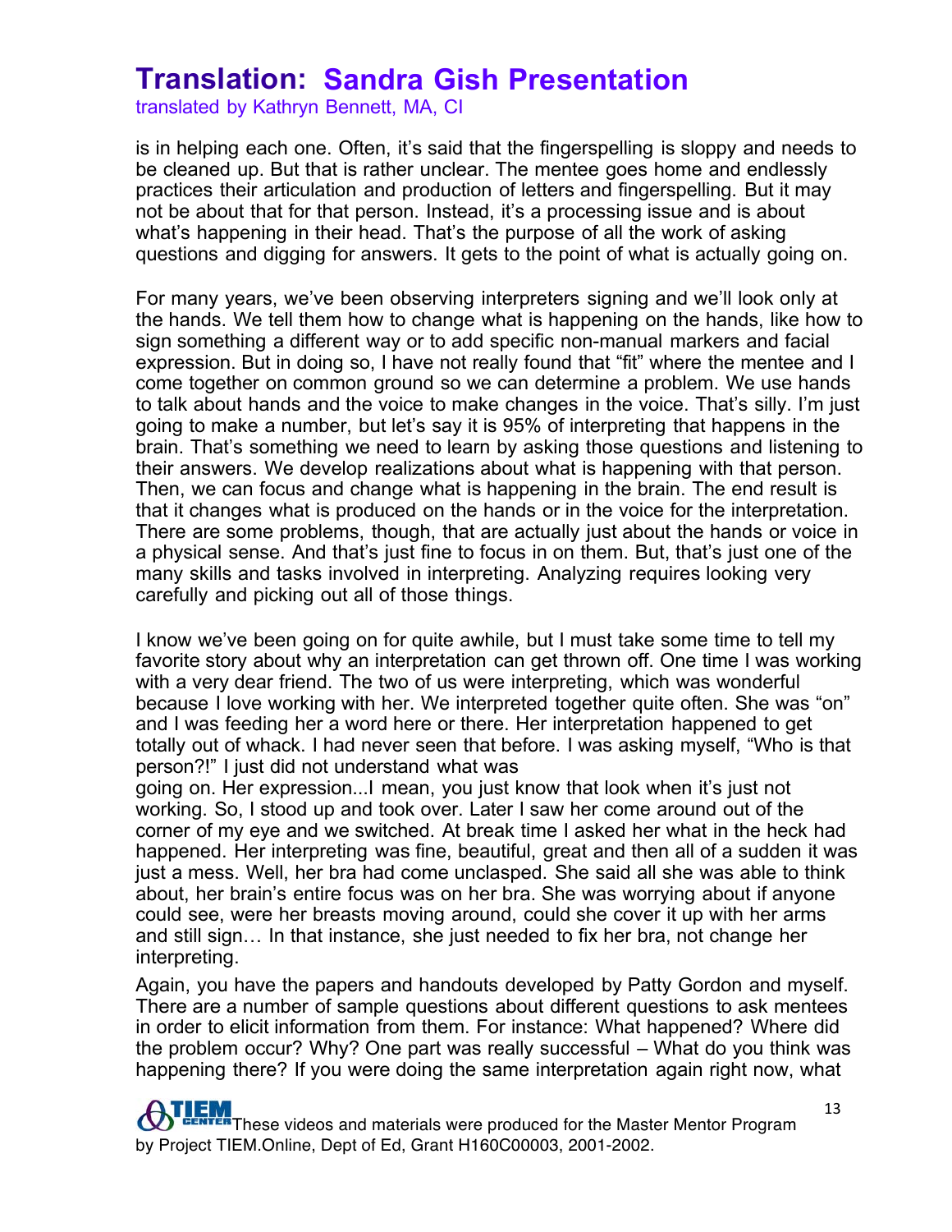is in helping each one. Often, it's said that the fingerspelling is sloppy and needs to be cleaned up. But that is rather unclear. The mentee goes home and endlessly practices their articulation and production of letters and fingerspelling. But it may not be about that for that person. Instead, it's a processing issue and is about what's happening in their head. That's the purpose of all the work of asking questions and digging for answers. It gets to the point of what is actually going on.

For many years, we've been observing interpreters signing and we'll look only at the hands. We tell them how to change what is happening on the hands, like how to sign something a different way or to add specific non-manual markers and facial expression. But in doing so, I have not really found that "fit" where the mentee and I come together on common ground so we can determine a problem. We use hands to talk about hands and the voice to make changes in the voice. That's silly. I'm just going to make a number, but let's say it is 95% of interpreting that happens in the brain. That's something we need to learn by asking those questions and listening to their answers. We develop realizations about what is happening with that person. Then, we can focus and change what is happening in the brain. The end result is that it changes what is produced on the hands or in the voice for the interpretation. There are some problems, though, that are actually just about the hands or voice in a physical sense. And that's just fine to focus in on them. But, that's just one of the many skills and tasks involved in interpreting. Analyzing requires looking very carefully and picking out all of those things.

I know we've been going on for quite awhile, but I must take some time to tell my favorite story about why an interpretation can get thrown off. One time I was working with a very dear friend. The two of us were interpreting, which was wonderful because I love working with her. We interpreted together quite often. She was "on" and I was feeding her a word here or there. Her interpretation happened to get totally out of whack. I had never seen that before. I was asking myself, "Who is that person?!" I just did not understand what was going on. Her expression...I mean, you just know that look when it's just not working. So, I stood up and took over. Later I saw her come around out of the corner of my eye and we switched. At break time I asked her what in the heck had happened. Her interpreting was fine, beautiful, great and then all of a sudden it was just a mess. Well, her bra had come unclasped. She said all she was able to think about, her brain's entire focus was on her bra. She was worrying about if anyone could see, were her breasts moving around, could she cover it up with her arms and still sign… In that instance, she just needed to fix her bra, not change her interpreting.

Again, you have the papers and handouts developed by Patty Gordon and myself. There are a number of sample questions about different questions to ask mentees in order to elicit information from them. For instance: What happened? Where did the problem occur? Why? One part was really successful – What do you think was happening there? If you were doing the same interpretation again right now, what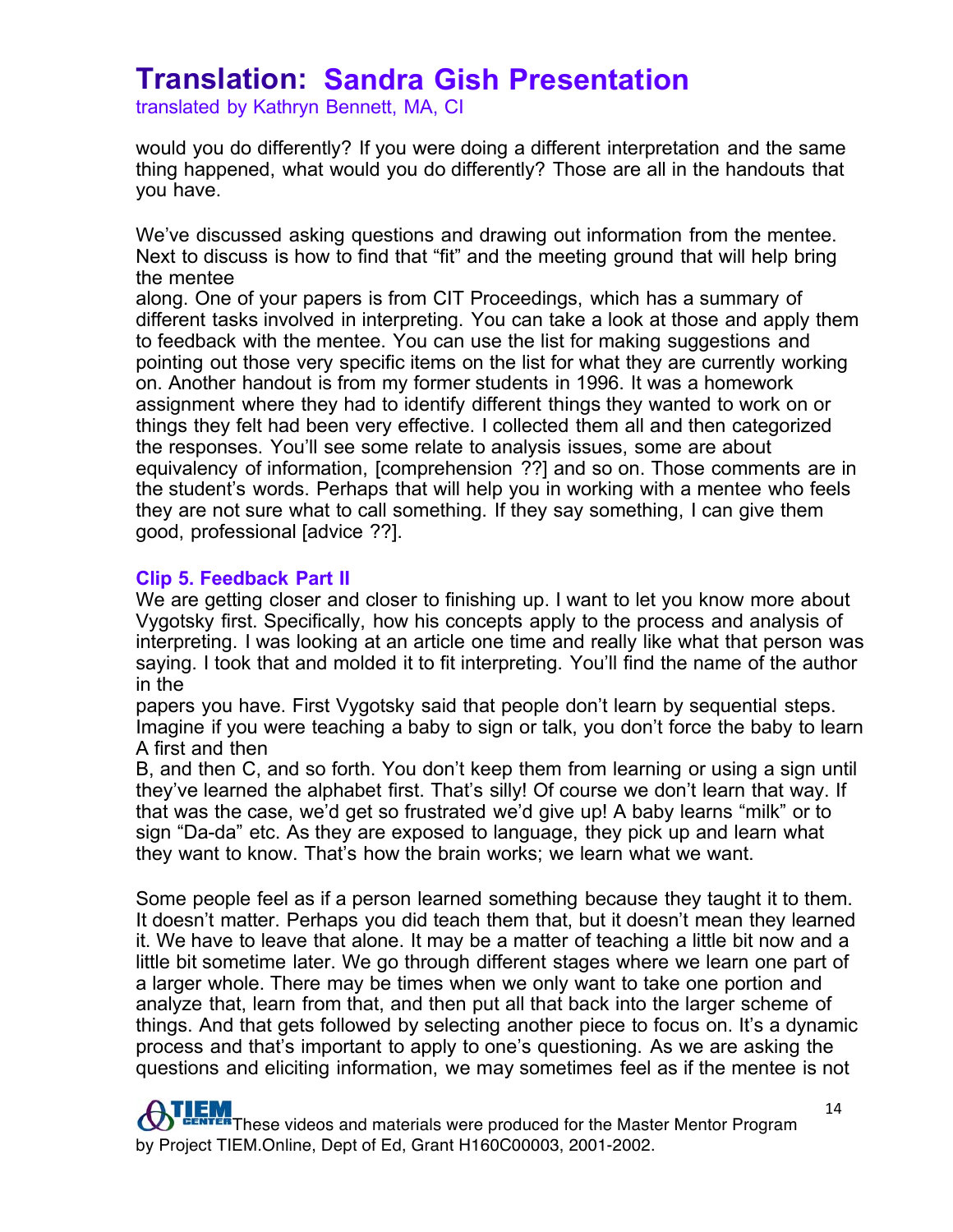would you do differently? If you were doing a different interpretation and the same thing happened, what would you do differently? Those are all in the handouts that you have.

We've discussed asking questions and drawing out information from the mentee. Next to discuss is how to find that "fit" and the meeting ground that will help bring the mentee along. One of your papers is from CIT Proceedings, which has a summary of different tasks involved in interpreting. You can take a look at those and apply them to feedback with the mentee. You can use the list for making suggestions and pointing out those very specific items on the list for what they are currently working on. Another handout is from my former students in 1996. It was a homework assignment where they had to identify different things they wanted to work on or things they felt had been very effective. I collected them all and then categorized the responses. You'll see some relate to analysis issues, some are about equivalency of information, [comprehension ??] and so on. Those comments are in the student's words. Perhaps that will help you in working with a mentee who feels they are not sure what to call something. If they say something, I can give them good, professional [advice ??].

### Clip 5. Feedback Part II

We are getting closer and closer to finishing up. I want to let you know more about Vygotsky first. Specifically, how his concepts apply to the process and analysis of interpreting. I was looking at an article one time and really like what that person was saying. I took that and molded it to fit interpreting. You'll find the name of the author in the papers you have. First Vygotsky said that people don't learn by sequential steps. Imagine if you were teaching a baby to sign or talk, you don't force the baby to learn A first and then B, and then C, and so forth. You don't keep them from learning or using a sign until they've learned the alphabet first. That's silly! Of course we don't learn that way. If that was the case, we'd get so frustrated we'd give up! A baby learns "milk" or to sign "Da-da" etc. As they are exposed to language, they pick up and learn what they want to know. That's how the brain works; we learn what we want.

Some people feel as if a person learned something because they taught it to them. It doesn't matter. Perhaps you did teach them that, but it doesn't mean they learned it. We have to leave that alone. It may be a matter of teaching a little bit now and a little bit sometime later. We go through different stages where we learn one part of a larger whole. There may be times when we only want to take one portion and analyze that, learn from that, and then put all that back into the larger scheme of things. And that gets followed by selecting another piece to focus on. It's a dynamic process and that's important to apply to one's questioning. As we are asking the questions and eliciting information, we may sometimes feel as if the mentee is not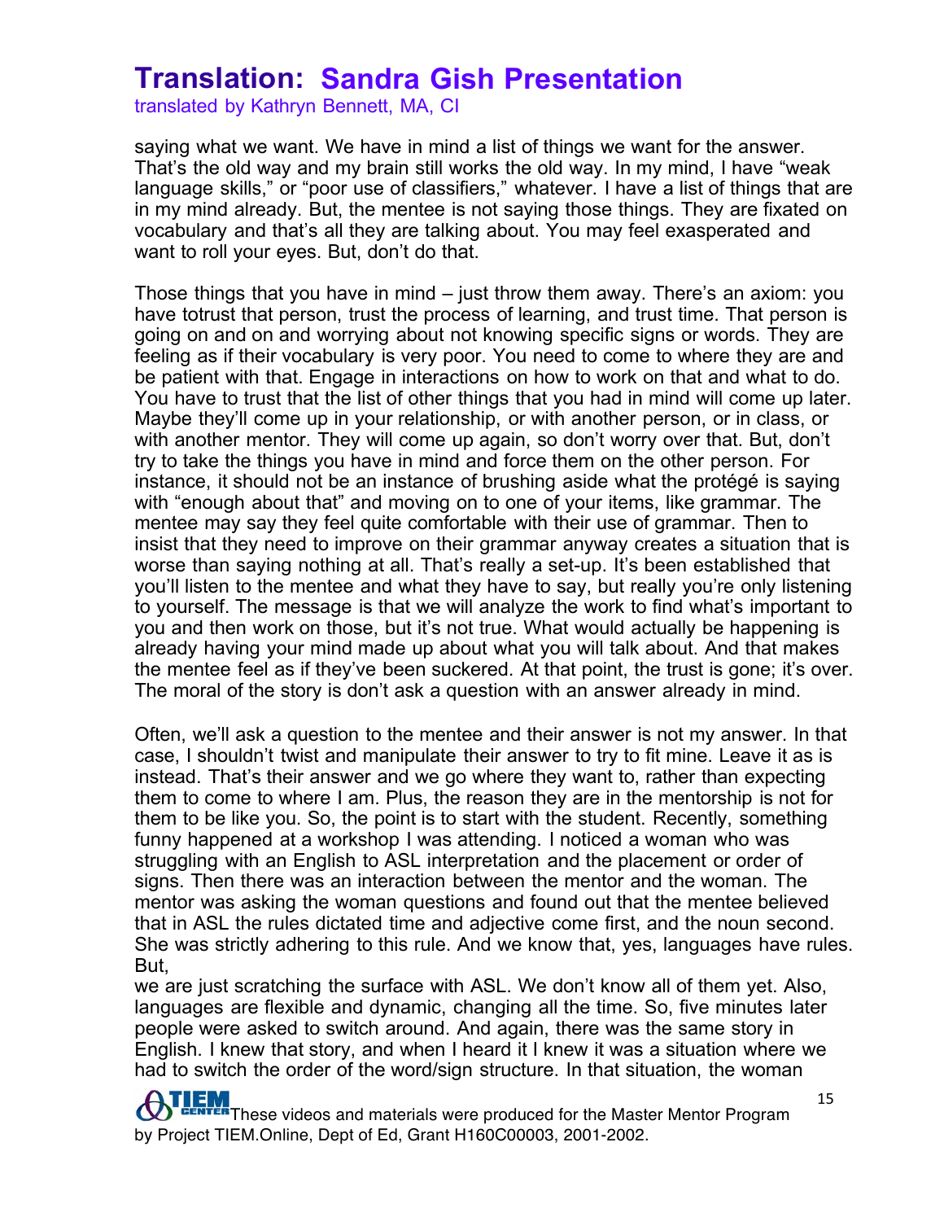saying what we want. We have in mind a list of things we want for the answer. That's the old way and my brain still works the old way. In my mind, I have "weak language skills," or "poor use of classifiers," whatever. I have a list of things that are in my mind already. But, the mentee is not saying those things. They are fixated on vocabulary and that's all they are talking about. You may feel exasperated and want to roll your eyes. But, don't do that.

Those things that you have in mind – just throw them away. There's an axiom: you have totrust that person, trust the process of learning, and trust time. That person is going on and on and worrying about not knowing specific signs or words. They are feeling as if their vocabulary is very poor. You need to come to where they are and be patient with that. Engage in interactions on how to work on that and what to do. You have to trust that the list of other things that you had in mind will come up later. Maybe they'll come up in your relationship, or with another person, or in class, or with another mentor. They will come up again, so don't worry over that. But, don't try to take the things you have in mind and force them on the other person. For instance, it should not be an instance of brushing aside what the protégé is saying with "enough about that" and moving on to one of your items, like grammar. The mentee may say they feel quite comfortable with their use of grammar. Then to insist that they need to improve on their grammar anyway creates a situation that is worse than saying nothing at all. That's really a set-up. It's been established that you'll listen to the mentee and what they have to say, but really you're only listening to yourself. The message is that we will analyze the work to find what's important to you and then work on those, but it's not true. What would actually be happening is already having your mind made up about what you will talk about. And that makes the mentee feel as if they've been suckered. At that point, the trust is gone; it's over. The moral of the story is don't ask a question with an answer already in mind.

Often, we'll ask a question to the mentee and their answer is not my answer. In that case, I shouldn't twist and manipulate their answer to try to fit mine. Leave it as is instead. That's their answer and we go where they want to, rather than expecting them to come to where I am. Plus, the reason they are in the mentorship is not for them to be like you. So, the point is to start with the student. Recently, something funny happened at a workshop I was attending. I noticed a woman who was struggling with an English to ASL interpretation and the placement or order of signs. Then there was an interaction between the mentor and the woman. The mentor was asking the woman questions and found out that the mentee believed that in ASL the rules dictated time and adjective come first, and the noun second. She was strictly adhering to this rule. And we know that, yes, languages have rules. But,
we are just scratching the surface with ASL. We don't know all of them yet. Also, languages are flexible and dynamic, changing all the time. So, five minutes later people were asked to switch around. And again, there was the same story in English. I knew that story, and when I heard it I knew it was a situation where we had to switch the order of the word/sign structure. In that situation, the woman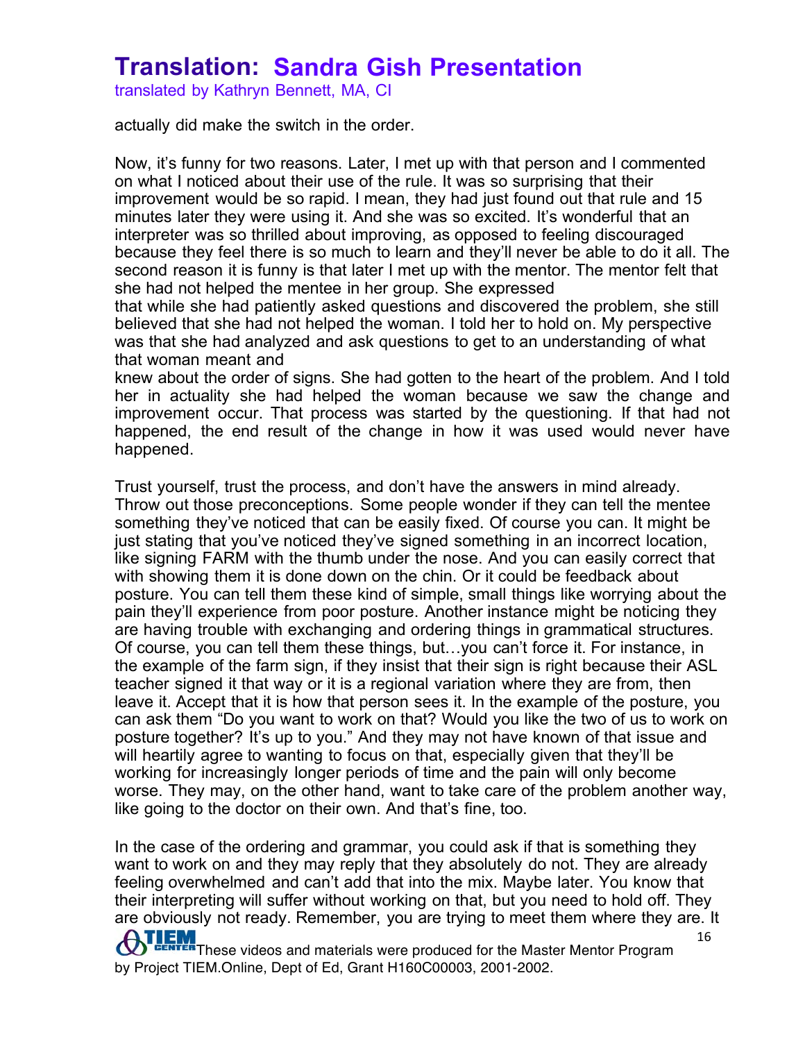actually did make the switch in the order.

Now, it's funny for two reasons. Later, I met up with that person and I commented on what I noticed about their use of the rule. It was so surprising that their improvement would be so rapid. I mean, they had just found out that rule and 15 minutes later they were using it. And she was so excited. It's wonderful that an interpreter was so thrilled about improving, as opposed to feeling discouraged because they feel there is so much to learn and they'll never be able to do it all. The second reason it is funny is that later I met up with the mentor. The mentor felt that she had not helped the mentee in her group. She expressed that while she had patiently asked questions and discovered the problem, she still believed that she had not helped the woman. I told her to hold on. My perspective was that she had analyzed and ask questions to get to an understanding of what that woman meant and knew about the order of signs. She had gotten to the heart of the problem. And I told her in actuality she had helped the woman because we saw the change and improvement occur. That process was started by the questioning. If that had not happened, the end result of the change in how it was used would never have happened.

Trust yourself, trust the process, and don't have the answers in mind already. Throw out those preconceptions. Some people wonder if they can tell the mentee something they've noticed that can be easily fixed. Of course you can. It might be just stating that you've noticed they've signed something in an incorrect location, like signing FARM with the thumb under the nose. And you can easily correct that with showing them it is done down on the chin. Or it could be feedback about posture. You can tell them these kind of simple, small things like worrying about the pain they'll experience from poor posture. Another instance might be noticing they are having trouble with exchanging and ordering things in grammatical structures. Of course, you can tell them these things, but…you can't force it. For instance, in the example of the farm sign, if they insist that their sign is right because their ASL teacher signed it that way or it is a regional variation where they are from, then leave it. Accept that it is how that person sees it. In the example of the posture, you can ask them "Do you want to work on that? Would you like the two of us to work on posture together? It's up to you." And they may not have known of that issue and will heartily agree to wanting to focus on that, especially given that they'll be working for increasingly longer periods of time and the pain will only become worse. They may, on the other hand, want to take care of the problem another way, like going to the doctor on their own. And that's fine, too.

In the case of the ordering and grammar, you could ask if that is something they want to work on and they may reply that they absolutely do not. They are already feeling overwhelmed and can't add that into the mix. Maybe later. You know that their interpreting will suffer without working on that, but you need to hold off. They are obviously not ready. Remember, you are trying to meet them where they are. It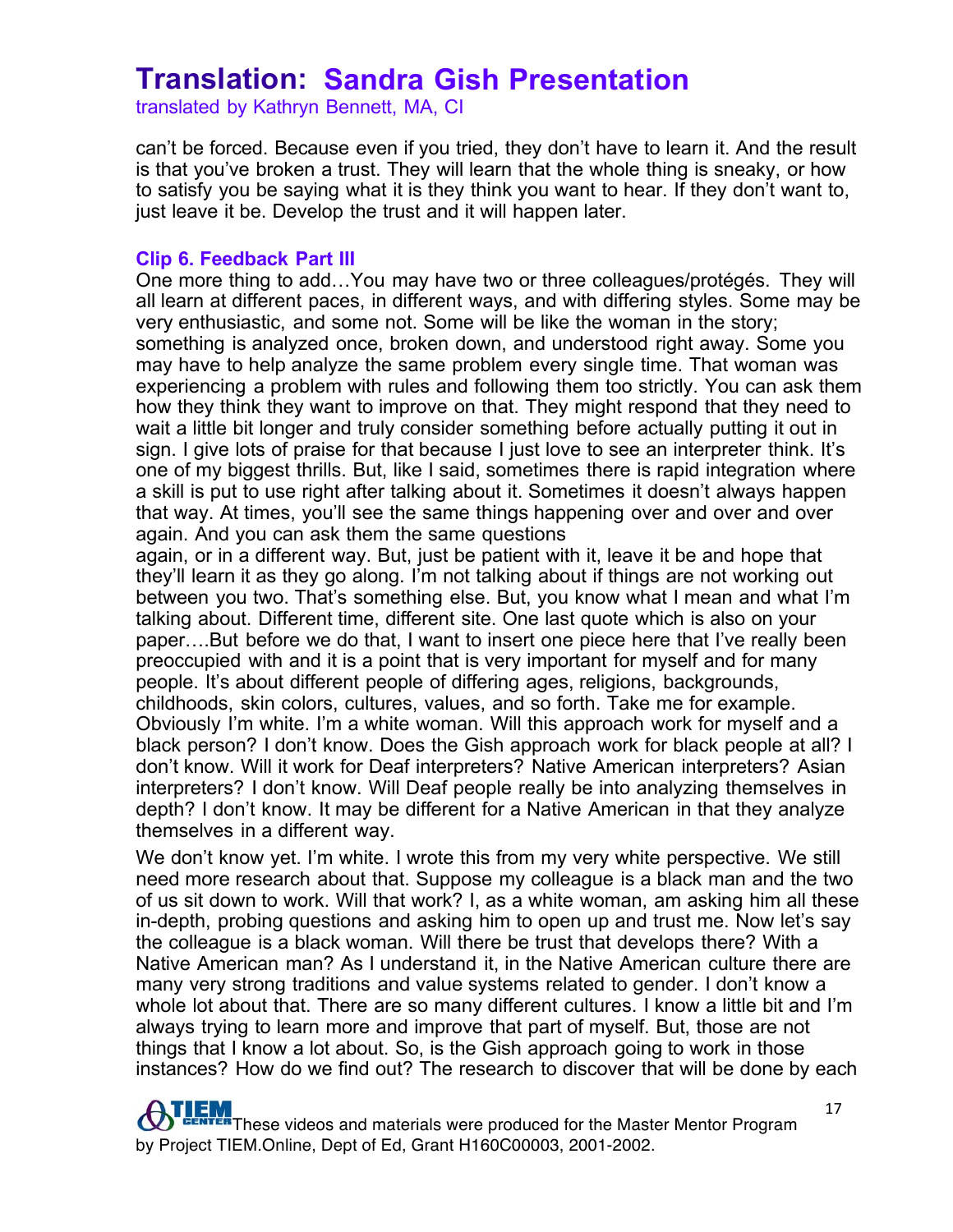can't be forced. Because even if you tried, they don't have to learn it. And the result is that you've broken a trust. They will learn that the whole thing is sneaky, or how to satisfy you be saying what it is they think you want to hear. If they don't want to, just leave it be. Develop the trust and it will happen later.

### Clip 6. Feedback Part III

One more thing to add…You may have two or three colleagues/protégés. They will all learn at different paces, in different ways, and with differing styles. Some may be very enthusiastic, and some not. Some will be like the woman in the story; something is analyzed once, broken down, and understood right away. Some you may have to help analyze the same problem every single time. That woman was experiencing a problem with rules and following them too strictly. You can ask them how they think they want to improve on that. They might respond that they need to wait a little bit longer and truly consider something before actually putting it out in sign. I give lots of praise for that because I just love to see an interpreter think. It's one of my biggest thrills. But, like I said, sometimes there is rapid integration where a skill is put to use right after talking about it. Sometimes it doesn't always happen that way. At times, you'll see the same things happening over and over and over again. And you can ask them the same questions again, or in a different way. But, just be patient with it, leave it be and hope that they'll learn it as they go along. I'm not talking about if things are not working out between you two. That's something else. But, you know what I mean and what I'm talking about. Different time, different site. One last quote which is also on your paper….But before we do that, I want to insert one piece here that I've really been preoccupied with and it is a point that is very important for myself and for many people. It's about different people of differing ages, religions, backgrounds, childhoods, skin colors, cultures, values, and so forth. Take me for example. Obviously I'm white. I'm a white woman. Will this approach work for myself and a black person? I don't know. Does the Gish approach work for black people at all? I don't know. Will it work for Deaf interpreters? Native American interpreters? Asian interpreters? I don't know. Will Deaf people really be into analyzing themselves in depth? I don't know. It may be different for a Native American in that they analyze themselves in a different way.

We don't know yet. I'm white. I wrote this from my very white perspective. We still need more research about that. Suppose my colleague is a black man and the two of us sit down to work. Will that work? I, as a white woman, am asking him all these in-depth, probing questions and asking him to open up and trust me. Now let's say the colleague is a black woman. Will there be trust that develops there? With a Native American man? As I understand it, in the Native American culture there are many very strong traditions and value systems related to gender. I don't know a whole lot about that. There are so many different cultures. I know a little bit and I'm always trying to learn more and improve that part of myself. But, those are not things that I know a lot about. So, is the Gish approach going to work in those instances? How do we find out? The research to discover that will be done by each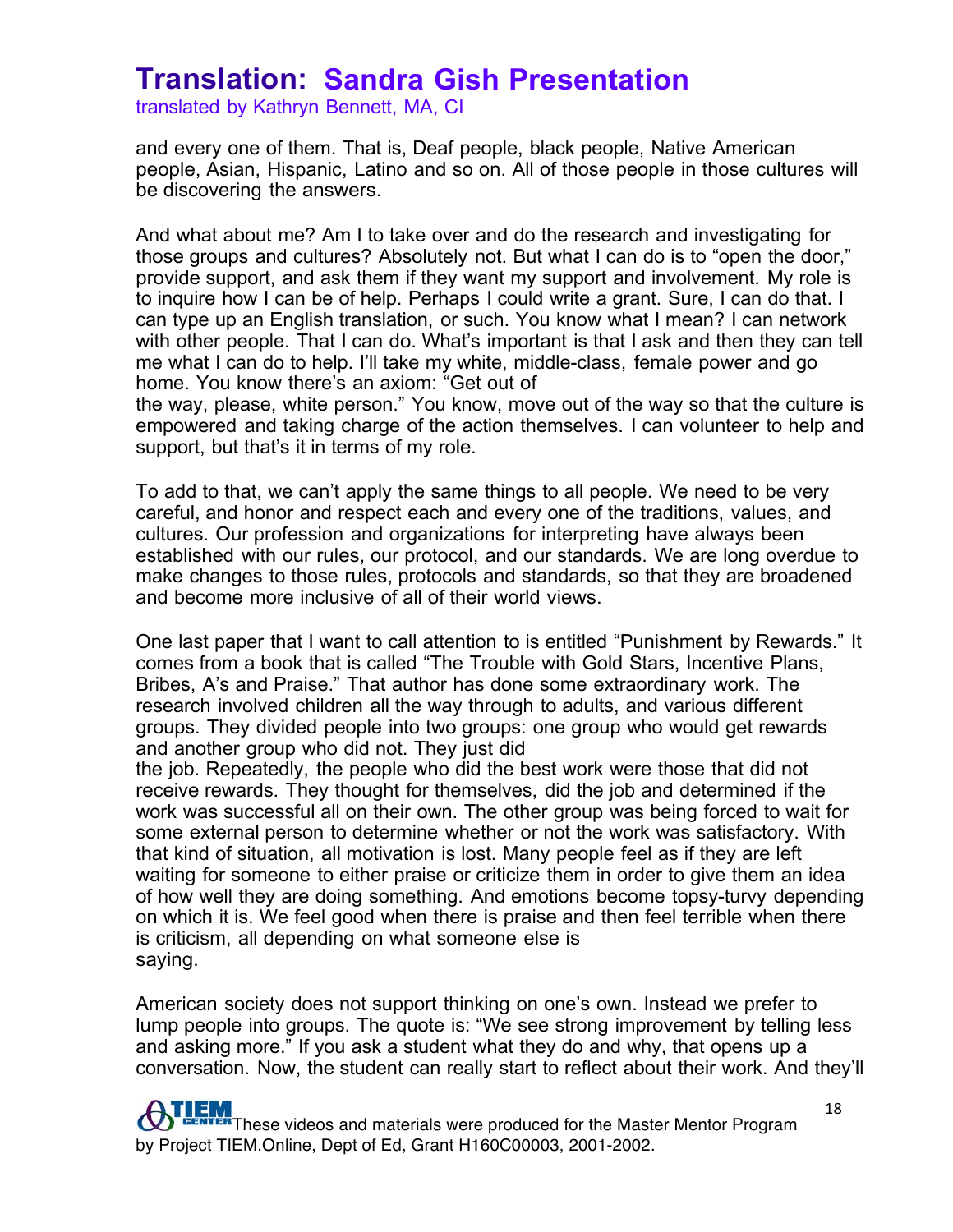and every one of them. That is, Deaf people, black people, Native American people, Asian, Hispanic, Latino and so on. All of those people in those cultures will be discovering the answers.

And what about me? Am I to take over and do the research and investigating for those groups and cultures? Absolutely not. But what I can do is to "open the door," provide support, and ask them if they want my support and involvement. My role is to inquire how I can be of help. Perhaps I could write a grant. Sure, I can do that. I can type up an English translation, or such. You know what I mean? I can network with other people. That I can do. What's important is that I ask and then they can tell me what I can do to help. I'll take my white, middle-class, female power and go home. You know there's an axiom: "Get out of the way, please, white person." You know, move out of the way so that the culture is empowered and taking charge of the action themselves. I can volunteer to help and support, but that's it in terms of my role.

To add to that, we can't apply the same things to all people. We need to be very careful, and honor and respect each and every one of the traditions, values, and cultures. Our profession and organizations for interpreting have always been established with our rules, our protocol, and our standards. We are long overdue to make changes to those rules, protocols and standards, so that they are broadened and become more inclusive of all of their world views.

One last paper that I want to call attention to is entitled "Punishment by Rewards." It comes from a book that is called "The Trouble with Gold Stars, Incentive Plans, Bribes, A's and Praise." That author has done some extraordinary work. The research involved children all the way through to adults, and various different groups. They divided people into two groups: one group who would get rewards and another group who did not. They just did the job. Repeatedly, the people who did the best work were those that did not receive rewards. They thought for themselves, did the job and determined if the work was successful all on their own. The other group was being forced to wait for some external person to determine whether or not the work was satisfactory. With that kind of situation, all motivation is lost. Many people feel as if they are left waiting for someone to either praise or criticize them in order to give them an idea of how well they are doing something. And emotions become topsy-turvy depending on which it is. We feel good when there is praise and then feel terrible when there is criticism, all depending on what someone else is saying.

American society does not support thinking on one's own. Instead we prefer to lump people into groups. The quote is: "We see strong improvement by telling less and asking more." If you ask a student what they do and why, that opens up a conversation. Now, the student can really start to reflect about their work. And they'll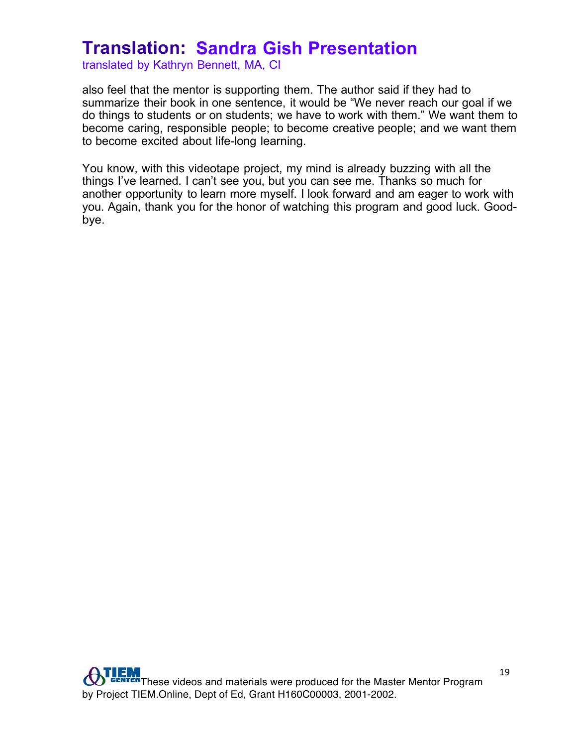# Translation: Sandra Gish Presentation

translated by Kathryn Bennett, MA, CI

also feel that the mentor is supporting them. The author said if they had to summarize their book in one sentence, it would be "We never reach our goal if we do things to students or on students; we have to work with them." We want them to become caring, responsible people; to become creative people; and we want them to become excited about life-long learning.

You know, with this videotape project, my mind is already buzzing with all the things I've learned. I can't see you, but you can see me. Thanks so much for another opportunity to learn more myself. I look forward and am eager to work with you. Again, thank you for the honor of watching this program and good luck. Good-bye.

TIEM CENTER These videos and materials were produced for the Master Mentor Program by Project TIEM.Online, Dept of Ed, Grant H160C00003, 2001-2002.